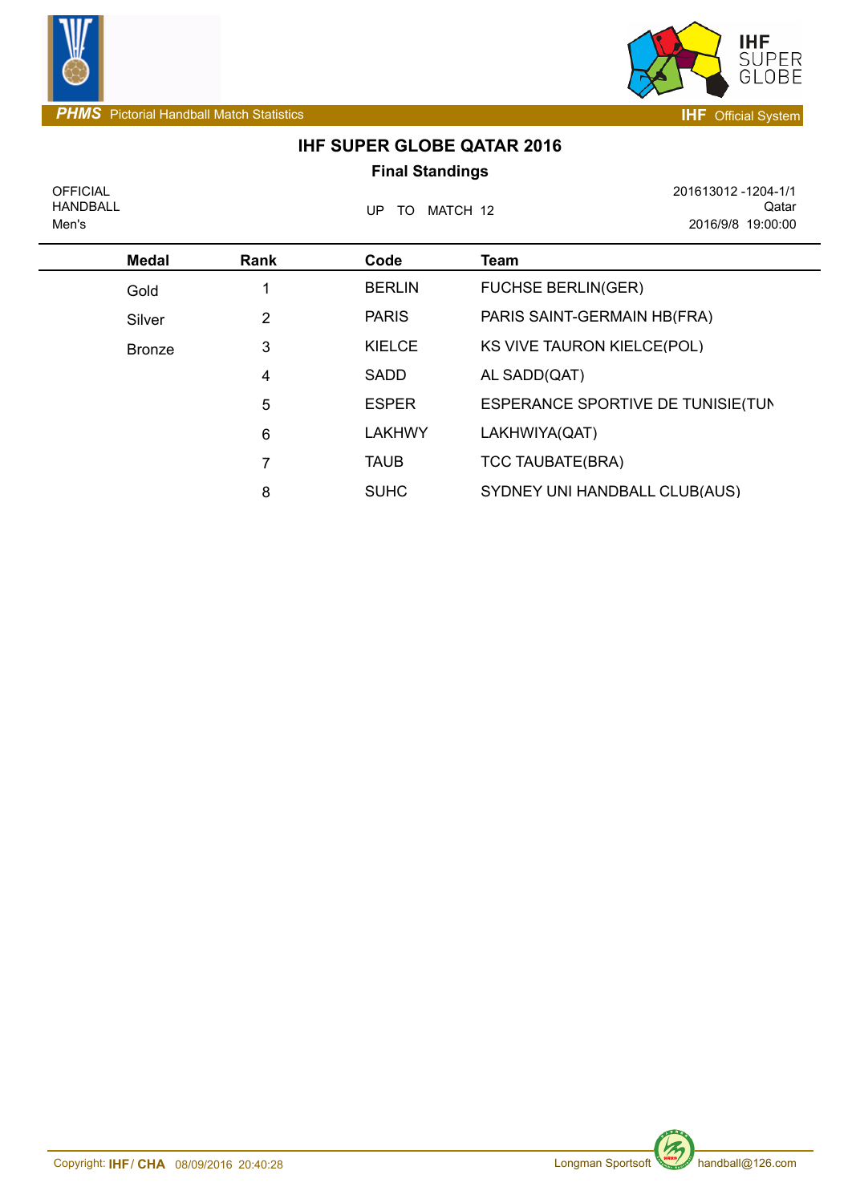PHMS Pictorial Handball Match Statistics — IHF Official System

# IHF SUPER GLOBE QATAR 2016

## Final Standings

OFFICIAL
HANDBALL
Men's

UP TO MATCH 12

201613012 -1204-1/1
Qatar
2016/9/8 19:00:00

| Medal | Rank | Code | Team |
|---|---|---|---|
| Gold | 1 | BERLIN | FUCHSE BERLIN(GER) |
| Silver | 2 | PARIS | PARIS SAINT-GERMAIN HB(FRA) |
| Bronze | 3 | KIELCE | KS VIVE TAURON KIELCE(POL) |
| | 4 | SADD | AL SADD(QAT) |
| | 5 | ESPER | ESPERANCE SPORTIVE DE TUNISIE(TUN |
| | 6 | LAKHWY | LAKHWIYA(QAT) |
| | 7 | TAUB | TCC TAUBATE(BRA) |
| | 8 | SUHC | SYDNEY UNI HANDBALL CLUB(AUS) |

Copyright: IHF / CHA 08/09/2016 20:40:28 Longman Sportsoft handball@126.com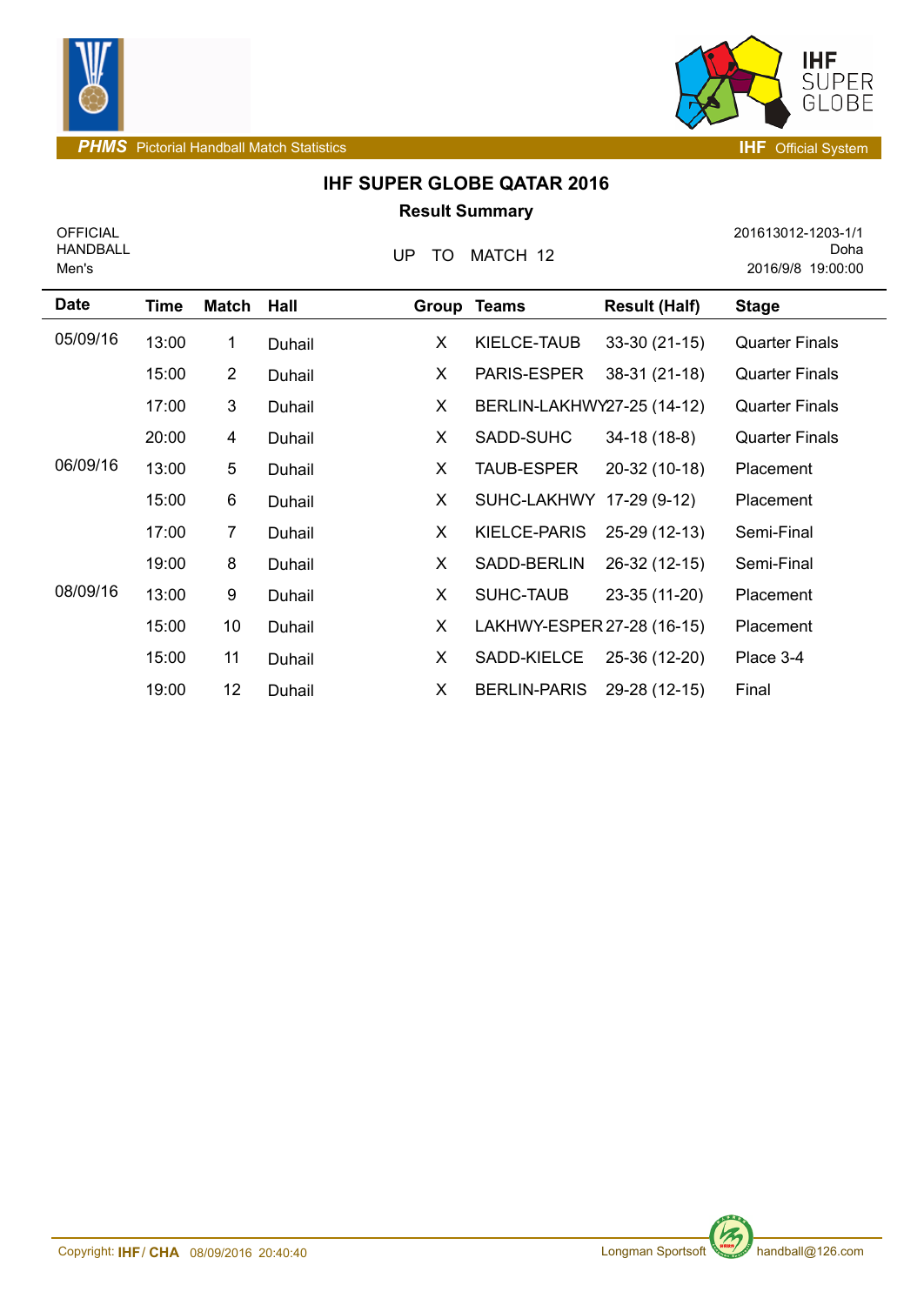# IHF SUPER GLOBE QATAR 2016

## Result Summary

OFFICIAL
HANDBALL
Men's

UP TO MATCH 12

201613012-1203-1/1
Doha
2016/9/8 19:00:00

| Date | Time | Match | Hall | Group | Teams | Result (Half) | Stage |
|---|---|---|---|---|---|---|---|
| 05/09/16 | 13:00 | 1 | Duhail | X | KIELCE-TAUB | 33-30 (21-15) | Quarter Finals |
| | 15:00 | 2 | Duhail | X | PARIS-ESPER | 38-31 (21-18) | Quarter Finals |
| | 17:00 | 3 | Duhail | X | BERLIN-LAKHWY | 27-25 (14-12) | Quarter Finals |
| | 20:00 | 4 | Duhail | X | SADD-SUHC | 34-18 (18-8) | Quarter Finals |
| 06/09/16 | 13:00 | 5 | Duhail | X | TAUB-ESPER | 20-32 (10-18) | Placement |
| | 15:00 | 6 | Duhail | X | SUHC-LAKHWY | 17-29 (9-12) | Placement |
| | 17:00 | 7 | Duhail | X | KIELCE-PARIS | 25-29 (12-13) | Semi-Final |
| | 19:00 | 8 | Duhail | X | SADD-BERLIN | 26-32 (12-15) | Semi-Final |
| 08/09/16 | 13:00 | 9 | Duhail | X | SUHC-TAUB | 23-35 (11-20) | Placement |
| | 15:00 | 10 | Duhail | X | LAKHWY-ESPER | 27-28 (16-15) | Placement |
| | 15:00 | 11 | Duhail | X | SADD-KIELCE | 25-36 (12-20) | Place 3-4 |
| | 19:00 | 12 | Duhail | X | BERLIN-PARIS | 29-28 (12-15) | Final |